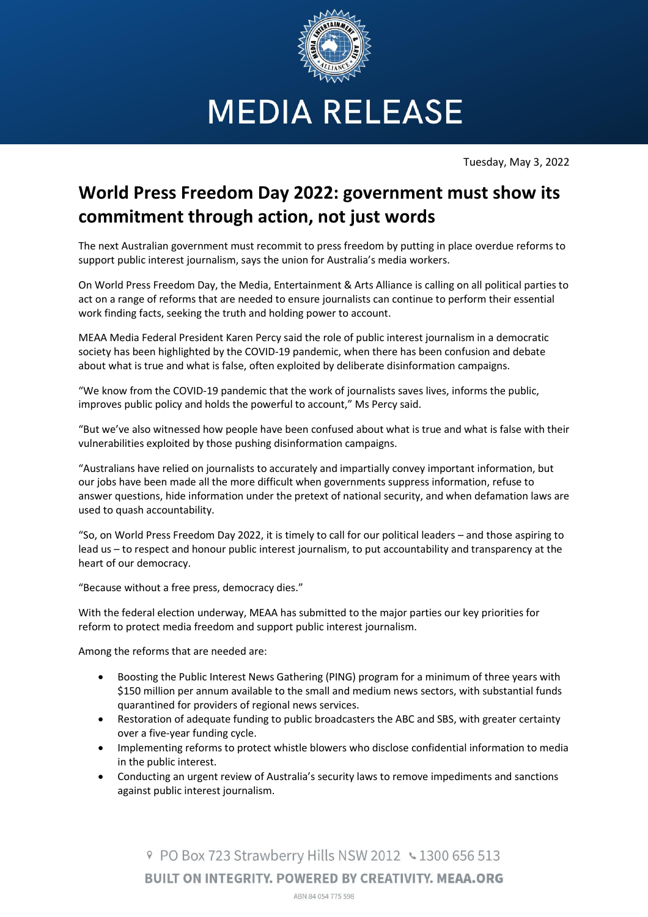# MEDIA RELEASE

Tuesday, May 3, 2022

## World Press Freedom Day 2022: government must show its commitment through action, not just words

The next Australian government must recommit to press freedom by putting in place overdue reforms to support public interest journalism, says the union for Australia's media workers.

On World Press Freedom Day, the Media, Entertainment & Arts Alliance is calling on all political parties to act on a range of reforms that are needed to ensure journalists can continue to perform their essential work finding facts, seeking the truth and holding power to account.

MEAA Media Federal President Karen Percy said the role of public interest journalism in a democratic society has been highlighted by the COVID-19 pandemic, when there has been confusion and debate about what is true and what is false, often exploited by deliberate disinformation campaigns.

"We know from the COVID-19 pandemic that the work of journalists saves lives, informs the public, improves public policy and holds the powerful to account," Ms Percy said.

"But we've also witnessed how people have been confused about what is true and what is false with their vulnerabilities exploited by those pushing disinformation campaigns.

"Australians have relied on journalists to accurately and impartially convey important information, but our jobs have been made all the more difficult when governments suppress information, refuse to answer questions, hide information under the pretext of national security, and when defamation laws are used to quash accountability.

"So, on World Press Freedom Day 2022, it is timely to call for our political leaders – and those aspiring to lead us – to respect and honour public interest journalism, to put accountability and transparency at the heart of our democracy.

"Because without a free press, democracy dies."

With the federal election underway, MEAA has submitted to the major parties our key priorities for reform to protect media freedom and support public interest journalism.

Among the reforms that are needed are:

- Boosting the Public Interest News Gathering (PING) program for a minimum of three years with $150 million per annum available to the small and medium news sectors, with substantial funds quarantined for providers of regional news services.
- Restoration of adequate funding to public broadcasters the ABC and SBS, with greater certainty over a five-year funding cycle.
- Implementing reforms to protect whistle blowers who disclose confidential information to media in the public interest.
- Conducting an urgent review of Australia's security laws to remove impediments and sanctions against public interest journalism.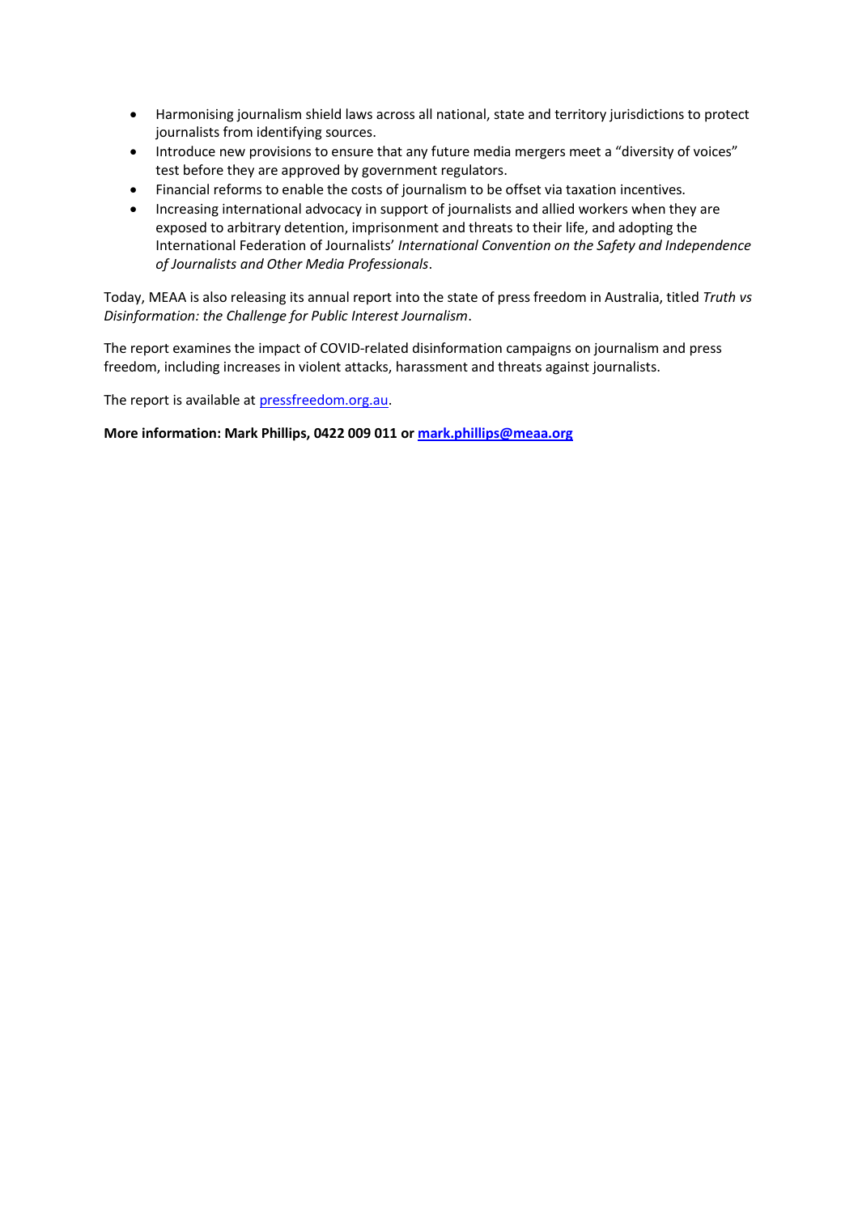- Harmonising journalism shield laws across all national, state and territory jurisdictions to protect journalists from identifying sources.
- Introduce new provisions to ensure that any future media mergers meet a "diversity of voices" test before they are approved by government regulators.
- Financial reforms to enable the costs of journalism to be offset via taxation incentives.
- Increasing international advocacy in support of journalists and allied workers when they are exposed to arbitrary detention, imprisonment and threats to their life, and adopting the International Federation of Journalists' *International Convention on the Safety and Independence of Journalists and Other Media Professionals*.

Today, MEAA is also releasing its annual report into the state of press freedom in Australia, titled *Truth vs Disinformation: the Challenge for Public Interest Journalism*.

The report examines the impact of COVID-related disinformation campaigns on journalism and press freedom, including increases in violent attacks, harassment and threats against journalists.

The report is available at [pressfreedom.org.au](pressfreedom.org.au).

**More information: Mark Phillips, 0422 009 011 or [mark.phillips@meaa.org](mailto:mark.phillips@meaa.org)**